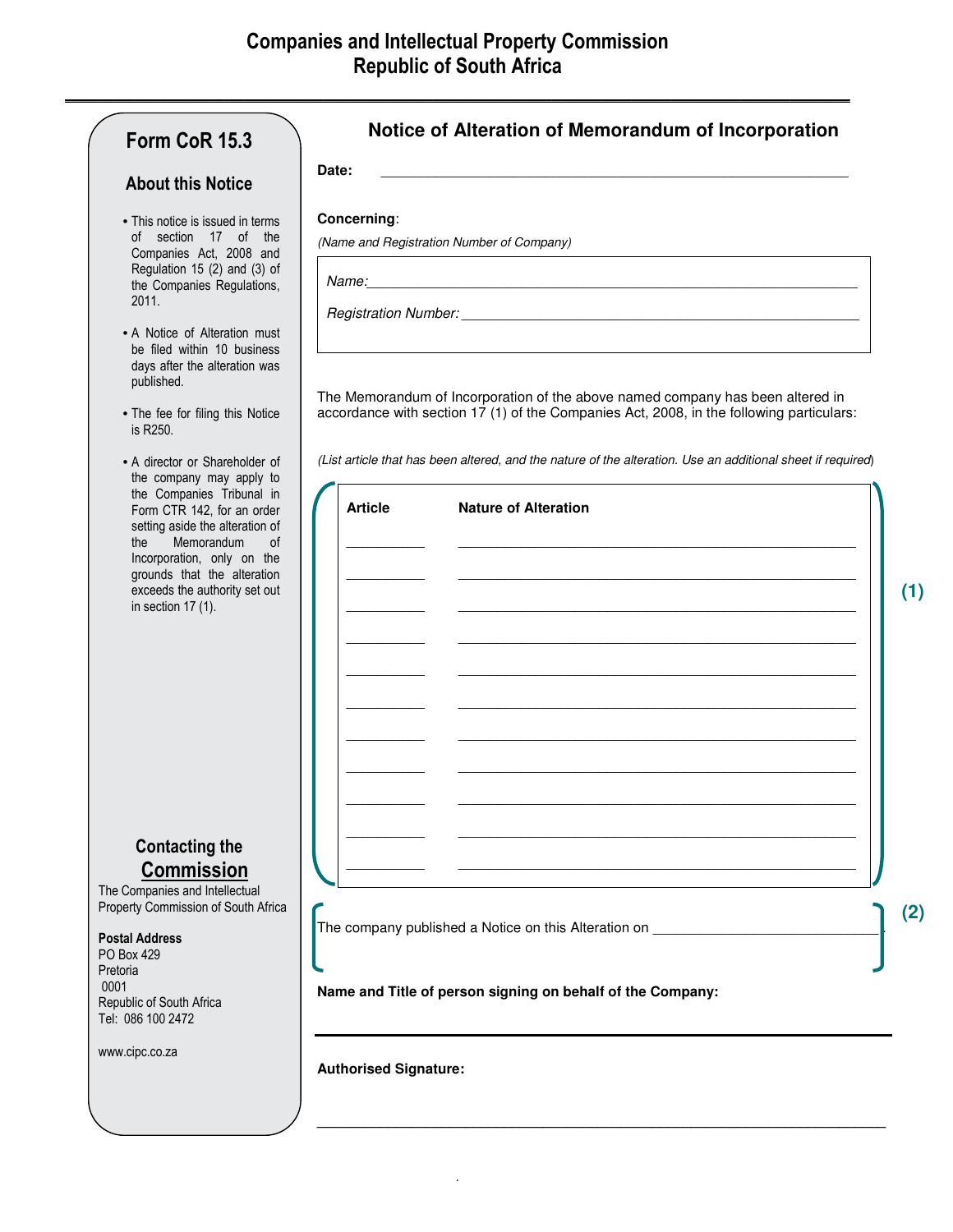# Companies and Intellectual Property Commission
# Republic of South Africa

## Form CoR 15.3

### About this Notice

- This notice is issued in terms of section 17 of the Companies Act, 2008 and Regulation 15 (2) and (3) of the Companies Regulations, 2011.
- A Notice of Alteration must be filed within 10 business days after the alteration was published.
- The fee for filing this Notice is R250.
- A director or Shareholder of the company may apply to the Companies Tribunal in Form CTR 142, for an order setting aside the alteration of the Memorandum of Incorporation, only on the grounds that the alteration exceeds the authority set out in section 17 (1).

### Contacting the Commission

The Companies and Intellectual Property Commission of South Africa

**Postal Address**
PO Box 429
Pretoria
0001
Republic of South Africa
Tel: 086 100 2472

www.cipc.co.za

## Notice of Alteration of Memorandum of Incorporation

**Date:** ______________________________

**Concerning**:

*(Name and Registration Number of Company)*

*Name:* ______________________________

*Registration Number:* ______________________________

The Memorandum of Incorporation of the above named company has been altered in accordance with section 17 (1) of the Companies Act, 2008, in the following particulars:

*(List article that has been altered, and the nature of the alteration. Use an additional sheet if required)*

**(1)**

| Article | Nature of Alteration |
|---|---|
| ________ | ______________________________ |
| ________ | ______________________________ |
| ________ | ______________________________ |
| ________ | ______________________________ |
| ________ | ______________________________ |
| ________ | ______________________________ |
| ________ | ______________________________ |
| ________ | ______________________________ |
| ________ | ______________________________ |
| ________ | ______________________________ |
| ________ | ______________________________ |

**(2)**

The company published a Notice on this Alteration on ______________________________.

**Name and Title of person signing on behalf of the Company:**

______________________________

**Authorised Signature:**

______________________________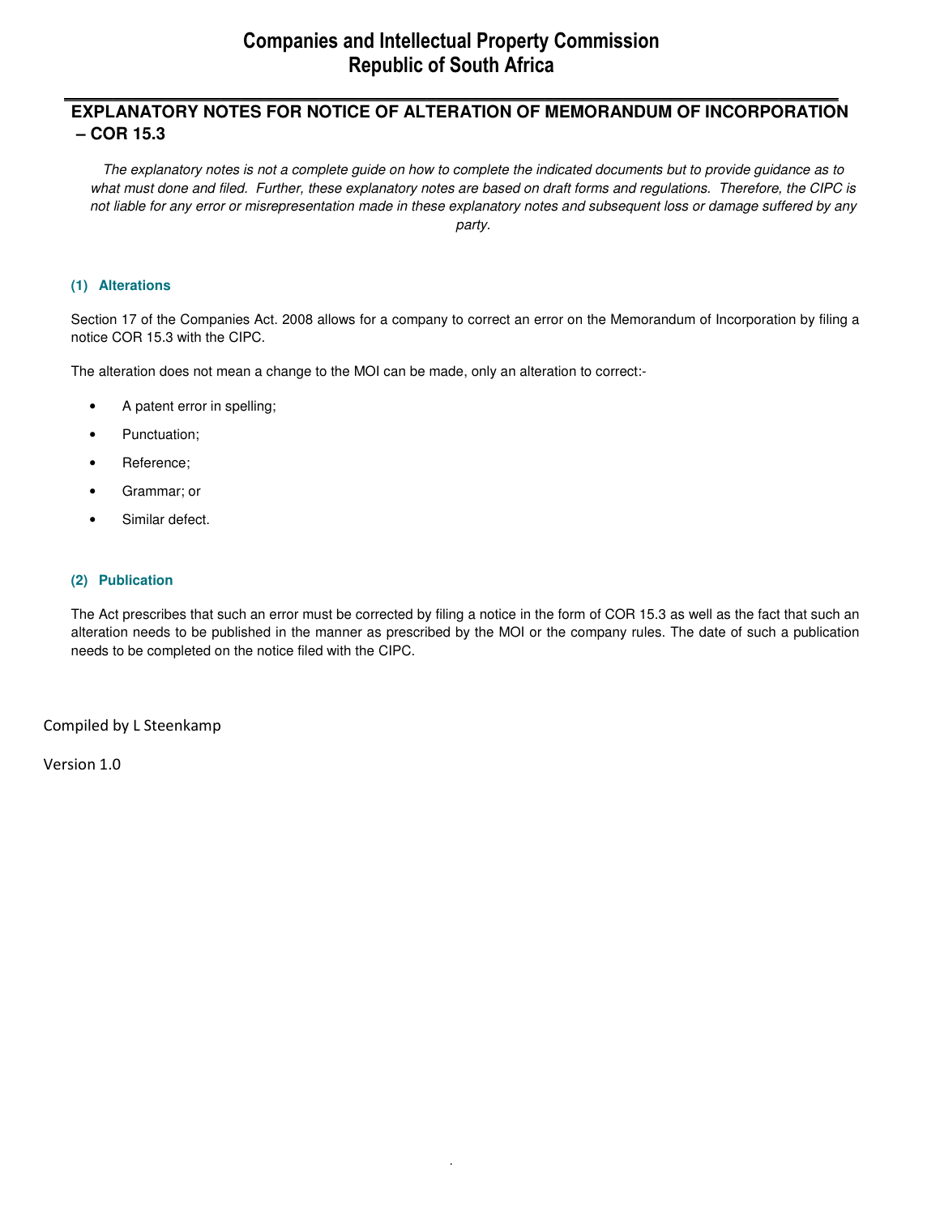# Companies and Intellectual Property Commission
# Republic of South Africa

## EXPLANATORY NOTES FOR NOTICE OF ALTERATION OF MEMORANDUM OF INCORPORATION – COR 15.3

*The explanatory notes is not a complete guide on how to complete the indicated documents but to provide guidance as to what must done and filed. Further, these explanatory notes are based on draft forms and regulations. Therefore, the CIPC is not liable for any error or misrepresentation made in these explanatory notes and subsequent loss or damage suffered by any party.*

### (1) Alterations

Section 17 of the Companies Act. 2008 allows for a company to correct an error on the Memorandum of Incorporation by filing a notice COR 15.3 with the CIPC.

The alteration does not mean a change to the MOI can be made, only an alteration to correct:-

- A patent error in spelling;
- Punctuation;
- Reference;
- Grammar; or
- Similar defect.

### (2) Publication

The Act prescribes that such an error must be corrected by filing a notice in the form of COR 15.3 as well as the fact that such an alteration needs to be published in the manner as prescribed by the MOI or the company rules. The date of such a publication needs to be completed on the notice filed with the CIPC.

Compiled by L Steenkamp

Version 1.0